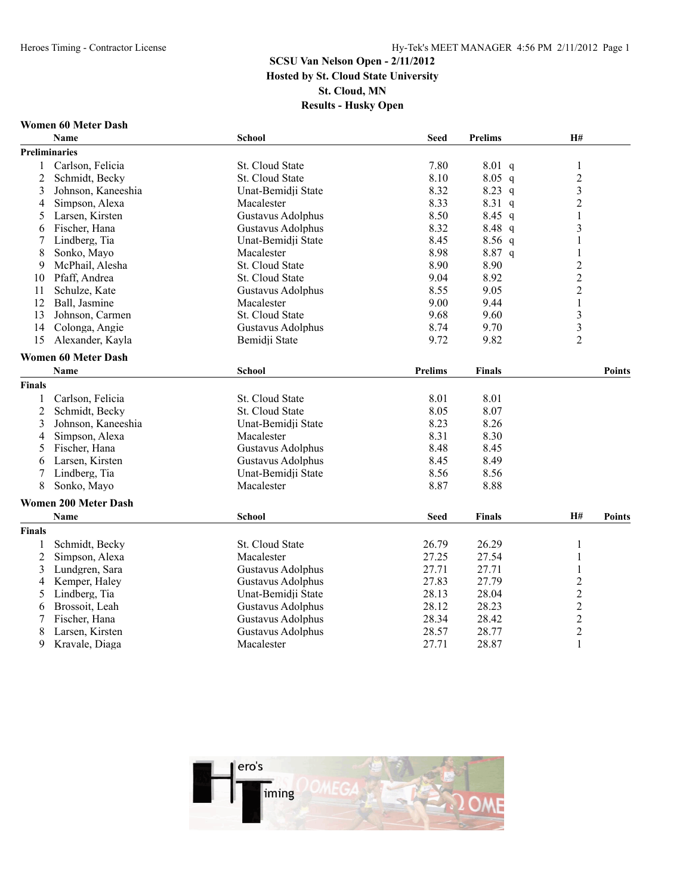# SCSU Van Nelson Open - 2/11/2012

**Hosted by St. Cloud State University**

**St. Cloud, MN**

**Results - Husky Open**

## Women 60 Meter Dash

| | Name | School | Seed | Prelims | | H# |
|---|---|---|---|---|---|---|
| **Preliminaries** | | | | | | |
| 1 | Carlson, Felicia | St. Cloud State | 7.80 | 8.01 | q | 1 |
| 2 | Schmidt, Becky | St. Cloud State | 8.10 | 8.05 | q | 2 |
| 3 | Johnson, Kaneeshia | Unat-Bemidji State | 8.32 | 8.23 | q | 3 |
| 4 | Simpson, Alexa | Macalester | 8.33 | 8.31 | q | 2 |
| 5 | Larsen, Kirsten | Gustavus Adolphus | 8.50 | 8.45 | q | 1 |
| 6 | Fischer, Hana | Gustavus Adolphus | 8.32 | 8.48 | q | 3 |
| 7 | Lindberg, Tia | Unat-Bemidji State | 8.45 | 8.56 | q | 1 |
| 8 | Sonko, Mayo | Macalester | 8.98 | 8.87 | q | 1 |
| 9 | McPhail, Alesha | St. Cloud State | 8.90 | 8.90 | | 2 |
| 10 | Pfaff, Andrea | St. Cloud State | 9.04 | 8.92 | | 2 |
| 11 | Schulze, Kate | Gustavus Adolphus | 8.55 | 9.05 | | 2 |
| 12 | Ball, Jasmine | Macalester | 9.00 | 9.44 | | 1 |
| 13 | Johnson, Carmen | St. Cloud State | 9.68 | 9.60 | | 3 |
| 14 | Colonga, Angie | Gustavus Adolphus | 8.74 | 9.70 | | 3 |
| 15 | Alexander, Kayla | Bemidji State | 9.72 | 9.82 | | 2 |

## Women 60 Meter Dash

| | Name | School | Prelims | Finals | Points |
|---|---|---|---|---|---|
| **Finals** | | | | | |
| 1 | Carlson, Felicia | St. Cloud State | 8.01 | 8.01 | |
| 2 | Schmidt, Becky | St. Cloud State | 8.05 | 8.07 | |
| 3 | Johnson, Kaneeshia | Unat-Bemidji State | 8.23 | 8.26 | |
| 4 | Simpson, Alexa | Macalester | 8.31 | 8.30 | |
| 5 | Fischer, Hana | Gustavus Adolphus | 8.48 | 8.45 | |
| 6 | Larsen, Kirsten | Gustavus Adolphus | 8.45 | 8.49 | |
| 7 | Lindberg, Tia | Unat-Bemidji State | 8.56 | 8.56 | |
| 8 | Sonko, Mayo | Macalester | 8.87 | 8.88 | |

## Women 200 Meter Dash

| | Name | School | Seed | Finals | H# | Points |
|---|---|---|---|---|---|---|
| **Finals** | | | | | | |
| 1 | Schmidt, Becky | St. Cloud State | 26.79 | 26.29 | 1 | |
| 2 | Simpson, Alexa | Macalester | 27.25 | 27.54 | 1 | |
| 3 | Lundgren, Sara | Gustavus Adolphus | 27.71 | 27.71 | 1 | |
| 4 | Kemper, Haley | Gustavus Adolphus | 27.83 | 27.79 | 2 | |
| 5 | Lindberg, Tia | Unat-Bemidji State | 28.13 | 28.04 | 2 | |
| 6 | Brossoit, Leah | Gustavus Adolphus | 28.12 | 28.23 | 2 | |
| 7 | Fischer, Hana | Gustavus Adolphus | 28.34 | 28.42 | 2 | |
| 8 | Larsen, Kirsten | Gustavus Adolphus | 28.57 | 28.77 | 2 | |
| 9 | Kravale, Diaga | Macalester | 27.71 | 28.87 | 1 | |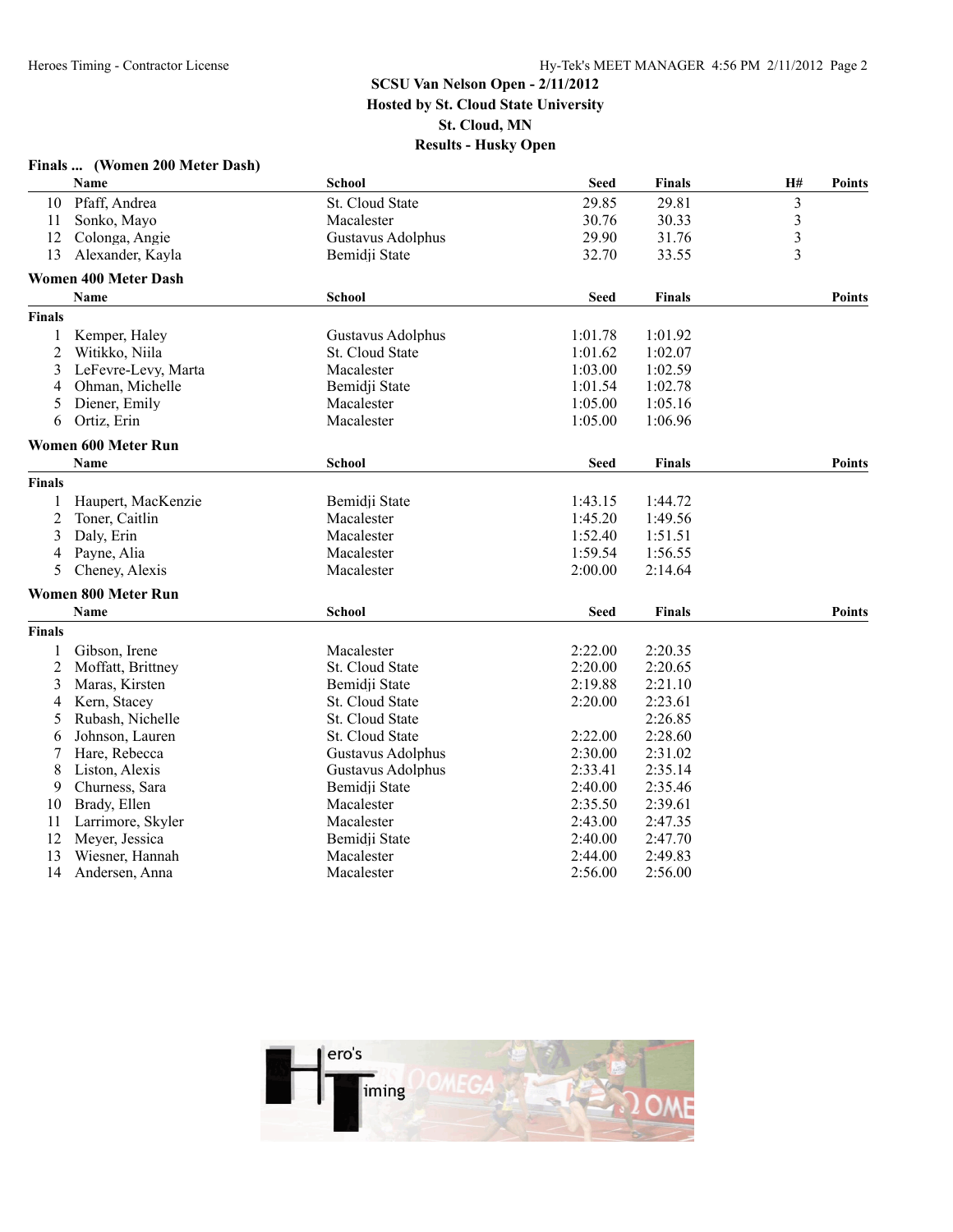SCSU Van Nelson Open - 2/11/2012
Hosted by St. Cloud State University
St. Cloud, MN
Results - Husky Open

### Finals ... (Women 200 Meter Dash)

| | Name | School | Seed | Finals | H# | Points |
|---|---|---|---|---|---|---|
| 10 | Pfaff, Andrea | St. Cloud State | 29.85 | 29.81 | 3 | |
| 11 | Sonko, Mayo | Macalester | 30.76 | 30.33 | 3 | |
| 12 | Colonga, Angie | Gustavus Adolphus | 29.90 | 31.76 | 3 | |
| 13 | Alexander, Kayla | Bemidji State | 32.70 | 33.55 | 3 | |

### Women 400 Meter Dash

**Finals**

| | Name | School | Seed | Finals | Points |
|---|---|---|---|---|---|
| 1 | Kemper, Haley | Gustavus Adolphus | 1:01.78 | 1:01.92 | |
| 2 | Witikko, Niila | St. Cloud State | 1:01.62 | 1:02.07 | |
| 3 | LeFevre-Levy, Marta | Macalester | 1:03.00 | 1:02.59 | |
| 4 | Ohman, Michelle | Bemidji State | 1:01.54 | 1:02.78 | |
| 5 | Diener, Emily | Macalester | 1:05.00 | 1:05.16 | |
| 6 | Ortiz, Erin | Macalester | 1:05.00 | 1:06.96 | |

### Women 600 Meter Run

**Finals**

| | Name | School | Seed | Finals | Points |
|---|---|---|---|---|---|
| 1 | Haupert, MacKenzie | Bemidji State | 1:43.15 | 1:44.72 | |
| 2 | Toner, Caitlin | Macalester | 1:45.20 | 1:49.56 | |
| 3 | Daly, Erin | Macalester | 1:52.40 | 1:51.51 | |
| 4 | Payne, Alia | Macalester | 1:59.54 | 1:56.55 | |
| 5 | Cheney, Alexis | Macalester | 2:00.00 | 2:14.64 | |

### Women 800 Meter Run

**Finals**

| | Name | School | Seed | Finals | Points |
|---|---|---|---|---|---|
| 1 | Gibson, Irene | Macalester | 2:22.00 | 2:20.35 | |
| 2 | Moffatt, Brittney | St. Cloud State | 2:20.00 | 2:20.65 | |
| 3 | Maras, Kirsten | Bemidji State | 2:19.88 | 2:21.10 | |
| 4 | Kern, Stacey | St. Cloud State | 2:20.00 | 2:23.61 | |
| 5 | Rubash, Nichelle | St. Cloud State | | 2:26.85 | |
| 6 | Johnson, Lauren | St. Cloud State | 2:22.00 | 2:28.60 | |
| 7 | Hare, Rebecca | Gustavus Adolphus | 2:30.00 | 2:31.02 | |
| 8 | Liston, Alexis | Gustavus Adolphus | 2:33.41 | 2:35.14 | |
| 9 | Churness, Sara | Bemidji State | 2:40.00 | 2:35.46 | |
| 10 | Brady, Ellen | Macalester | 2:35.50 | 2:39.61 | |
| 11 | Larrimore, Skyler | Macalester | 2:43.00 | 2:47.35 | |
| 12 | Meyer, Jessica | Bemidji State | 2:40.00 | 2:47.70 | |
| 13 | Wiesner, Hannah | Macalester | 2:44.00 | 2:49.83 | |
| 14 | Andersen, Anna | Macalester | 2:56.00 | 2:56.00 | |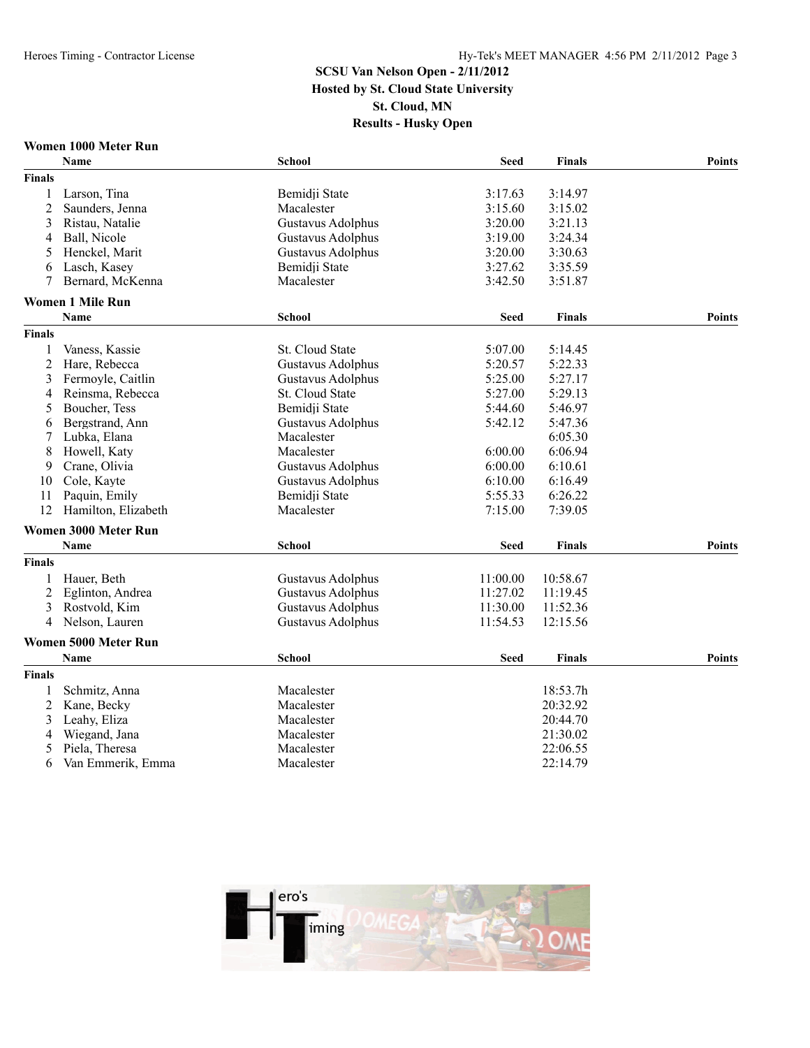SCSU Van Nelson Open - 2/11/2012
Hosted by St. Cloud State University
St. Cloud, MN
Results - Husky Open

### Women 1000 Meter Run

| | Name | School | Seed | Finals | Points |
|---|---|---|---|---|---|
| **Finals** | | | | | |
| 1 | Larson, Tina | Bemidji State | 3:17.63 | 3:14.97 | |
| 2 | Saunders, Jenna | Macalester | 3:15.60 | 3:15.02 | |
| 3 | Ristau, Natalie | Gustavus Adolphus | 3:20.00 | 3:21.13 | |
| 4 | Ball, Nicole | Gustavus Adolphus | 3:19.00 | 3:24.34 | |
| 5 | Henckel, Marit | Gustavus Adolphus | 3:20.00 | 3:30.63 | |
| 6 | Lasch, Kasey | Bemidji State | 3:27.62 | 3:35.59 | |
| 7 | Bernard, McKenna | Macalester | 3:42.50 | 3:51.87 | |

### Women 1 Mile Run

| | Name | School | Seed | Finals | Points |
|---|---|---|---|---|---|
| **Finals** | | | | | |
| 1 | Vaness, Kassie | St. Cloud State | 5:07.00 | 5:14.45 | |
| 2 | Hare, Rebecca | Gustavus Adolphus | 5:20.57 | 5:22.33 | |
| 3 | Fermoyle, Caitlin | Gustavus Adolphus | 5:25.00 | 5:27.17 | |
| 4 | Reinsma, Rebecca | St. Cloud State | 5:27.00 | 5:29.13 | |
| 5 | Boucher, Tess | Bemidji State | 5:44.60 | 5:46.97 | |
| 6 | Bergstrand, Ann | Gustavus Adolphus | 5:42.12 | 5:47.36 | |
| 7 | Lubka, Elana | Macalester | | 6:05.30 | |
| 8 | Howell, Katy | Macalester | 6:00.00 | 6:06.94 | |
| 9 | Crane, Olivia | Gustavus Adolphus | 6:00.00 | 6:10.61 | |
| 10 | Cole, Kayte | Gustavus Adolphus | 6:10.00 | 6:16.49 | |
| 11 | Paquin, Emily | Bemidji State | 5:55.33 | 6:26.22 | |
| 12 | Hamilton, Elizabeth | Macalester | 7:15.00 | 7:39.05 | |

### Women 3000 Meter Run

| | Name | School | Seed | Finals | Points |
|---|---|---|---|---|---|
| **Finals** | | | | | |
| 1 | Hauer, Beth | Gustavus Adolphus | 11:00.00 | 10:58.67 | |
| 2 | Eglinton, Andrea | Gustavus Adolphus | 11:27.02 | 11:19.45 | |
| 3 | Rostvold, Kim | Gustavus Adolphus | 11:30.00 | 11:52.36 | |
| 4 | Nelson, Lauren | Gustavus Adolphus | 11:54.53 | 12:15.56 | |

### Women 5000 Meter Run

| | Name | School | Seed | Finals | Points |
|---|---|---|---|---|---|
| **Finals** | | | | | |
| 1 | Schmitz, Anna | Macalester | | 18:53.7h | |
| 2 | Kane, Becky | Macalester | | 20:32.92 | |
| 3 | Leahy, Eliza | Macalester | | 20:44.70 | |
| 4 | Wiegand, Jana | Macalester | | 21:30.02 | |
| 5 | Piela, Theresa | Macalester | | 22:06.55 | |
| 6 | Van Emmerik, Emma | Macalester | | 22:14.79 | |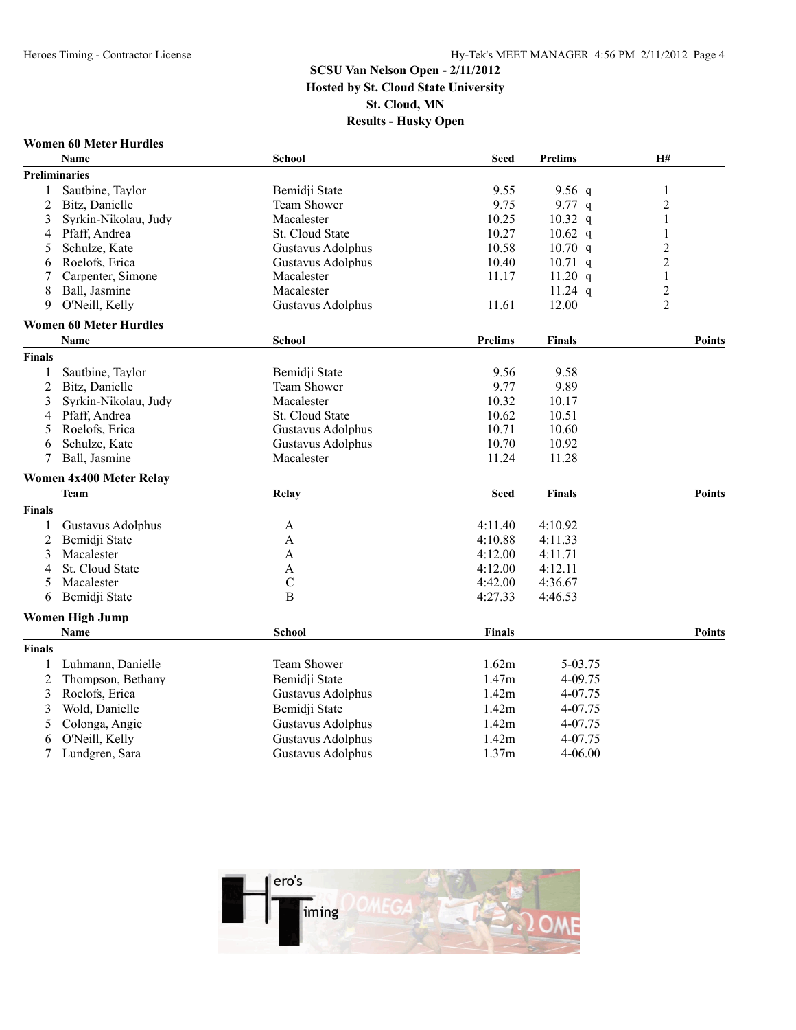SCSU Van Nelson Open - 2/11/2012
Hosted by St. Cloud State University
St. Cloud, MN
Results - Husky Open

### Women 60 Meter Hurdles

| | Name | School | Seed | Prelims | H# |
|---|---|---|---|---|---|
| **Preliminaries** | | | | | |
| 1 | Sautbine, Taylor | Bemidji State | 9.55 | 9.56 q | 1 |
| 2 | Bitz, Danielle | Team Shower | 9.75 | 9.77 q | 2 |
| 3 | Syrkin-Nikolau, Judy | Macalester | 10.25 | 10.32 q | 1 |
| 4 | Pfaff, Andrea | St. Cloud State | 10.27 | 10.62 q | 1 |
| 5 | Schulze, Kate | Gustavus Adolphus | 10.58 | 10.70 q | 2 |
| 6 | Roelofs, Erica | Gustavus Adolphus | 10.40 | 10.71 q | 2 |
| 7 | Carpenter, Simone | Macalester | 11.17 | 11.20 q | 1 |
| 8 | Ball, Jasmine | Macalester | | 11.24 q | 2 |
| 9 | O'Neill, Kelly | Gustavus Adolphus | 11.61 | 12.00 | 2 |

### Women 60 Meter Hurdles

| | Name | School | Prelims | Finals | Points |
|---|---|---|---|---|---|
| **Finals** | | | | | |
| 1 | Sautbine, Taylor | Bemidji State | 9.56 | 9.58 | |
| 2 | Bitz, Danielle | Team Shower | 9.77 | 9.89 | |
| 3 | Syrkin-Nikolau, Judy | Macalester | 10.32 | 10.17 | |
| 4 | Pfaff, Andrea | St. Cloud State | 10.62 | 10.51 | |
| 5 | Roelofs, Erica | Gustavus Adolphus | 10.71 | 10.60 | |
| 6 | Schulze, Kate | Gustavus Adolphus | 10.70 | 10.92 | |
| 7 | Ball, Jasmine | Macalester | 11.24 | 11.28 | |

### Women 4x400 Meter Relay

| | Team | Relay | Seed | Finals | Points |
|---|---|---|---|---|---|
| **Finals** | | | | | |
| 1 | Gustavus Adolphus | A | 4:11.40 | 4:10.92 | |
| 2 | Bemidji State | A | 4:10.88 | 4:11.33 | |
| 3 | Macalester | A | 4:12.00 | 4:11.71 | |
| 4 | St. Cloud State | A | 4:12.00 | 4:12.11 | |
| 5 | Macalester | C | 4:42.00 | 4:36.67 | |
| 6 | Bemidji State | B | 4:27.33 | 4:46.53 | |

### Women High Jump

| | Name | School | Finals | | Points |
|---|---|---|---|---|---|
| **Finals** | | | | | |
| 1 | Luhmann, Danielle | Team Shower | 1.62m | 5-03.75 | |
| 2 | Thompson, Bethany | Bemidji State | 1.47m | 4-09.75 | |
| 3 | Roelofs, Erica | Gustavus Adolphus | 1.42m | 4-07.75 | |
| 3 | Wold, Danielle | Bemidji State | 1.42m | 4-07.75 | |
| 5 | Colonga, Angie | Gustavus Adolphus | 1.42m | 4-07.75 | |
| 6 | O'Neill, Kelly | Gustavus Adolphus | 1.42m | 4-07.75 | |
| 7 | Lundgren, Sara | Gustavus Adolphus | 1.37m | 4-06.00 | |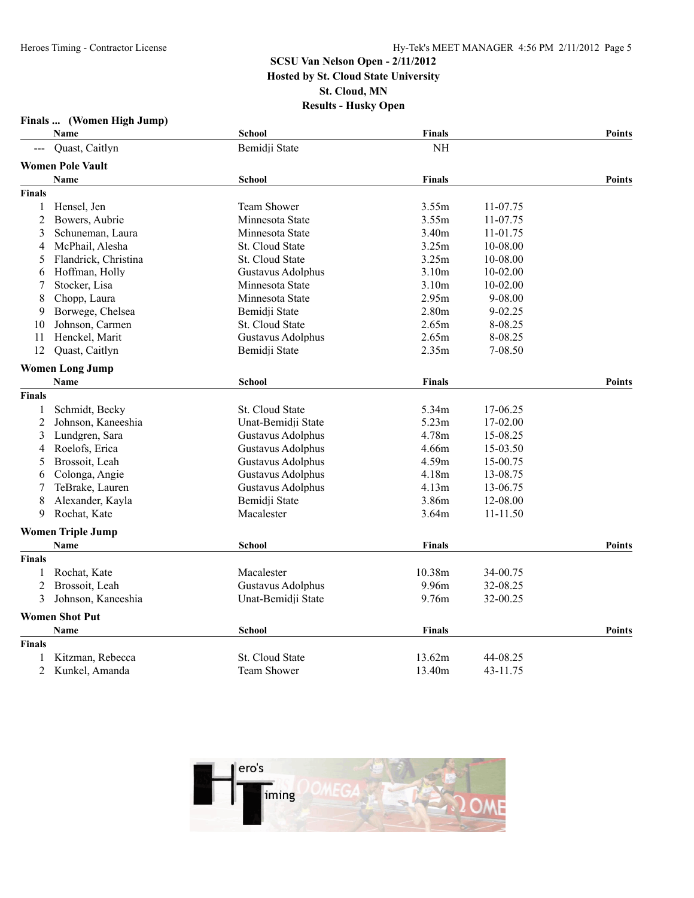# SCSU Van Nelson Open - 2/11/2012
## Hosted by St. Cloud State University
## St. Cloud, MN
## Results - Husky Open

### Finals ... (Women High Jump)

| | Name | School | Finals | | Points |
|---|---|---|---|---|---|
| --- | Quast, Caitlyn | Bemidji State | NH | | |

### Women Pole Vault

| | Name | School | Finals | | Points |
|---|---|---|---|---|---|
| **Finals** | | | | | |
| 1 | Hensel, Jen | Team Shower | 3.55m | 11-07.75 | |
| 2 | Bowers, Aubrie | Minnesota State | 3.55m | 11-07.75 | |
| 3 | Schuneman, Laura | Minnesota State | 3.40m | 11-01.75 | |
| 4 | McPhail, Alesha | St. Cloud State | 3.25m | 10-08.00 | |
| 5 | Flandrick, Christina | St. Cloud State | 3.25m | 10-08.00 | |
| 6 | Hoffman, Holly | Gustavus Adolphus | 3.10m | 10-02.00 | |
| 7 | Stocker, Lisa | Minnesota State | 3.10m | 10-02.00 | |
| 8 | Chopp, Laura | Minnesota State | 2.95m | 9-08.00 | |
| 9 | Borwege, Chelsea | Bemidji State | 2.80m | 9-02.25 | |
| 10 | Johnson, Carmen | St. Cloud State | 2.65m | 8-08.25 | |
| 11 | Henckel, Marit | Gustavus Adolphus | 2.65m | 8-08.25 | |
| 12 | Quast, Caitlyn | Bemidji State | 2.35m | 7-08.50 | |

### Women Long Jump

| | Name | School | Finals | | Points |
|---|---|---|---|---|---|
| **Finals** | | | | | |
| 1 | Schmidt, Becky | St. Cloud State | 5.34m | 17-06.25 | |
| 2 | Johnson, Kaneeshia | Unat-Bemidji State | 5.23m | 17-02.00 | |
| 3 | Lundgren, Sara | Gustavus Adolphus | 4.78m | 15-08.25 | |
| 4 | Roelofs, Erica | Gustavus Adolphus | 4.66m | 15-03.50 | |
| 5 | Brossoit, Leah | Gustavus Adolphus | 4.59m | 15-00.75 | |
| 6 | Colonga, Angie | Gustavus Adolphus | 4.18m | 13-08.75 | |
| 7 | TeBrake, Lauren | Gustavus Adolphus | 4.13m | 13-06.75 | |
| 8 | Alexander, Kayla | Bemidji State | 3.86m | 12-08.00 | |
| 9 | Rochat, Kate | Macalester | 3.64m | 11-11.50 | |

### Women Triple Jump

| | Name | School | Finals | | Points |
|---|---|---|---|---|---|
| **Finals** | | | | | |
| 1 | Rochat, Kate | Macalester | 10.38m | 34-00.75 | |
| 2 | Brossoit, Leah | Gustavus Adolphus | 9.96m | 32-08.25 | |
| 3 | Johnson, Kaneeshia | Unat-Bemidji State | 9.76m | 32-00.25 | |

### Women Shot Put

| | Name | School | Finals | | Points |
|---|---|---|---|---|---|
| **Finals** | | | | | |
| 1 | Kitzman, Rebecca | St. Cloud State | 13.62m | 44-08.25 | |
| 2 | Kunkel, Amanda | Team Shower | 13.40m | 43-11.75 | |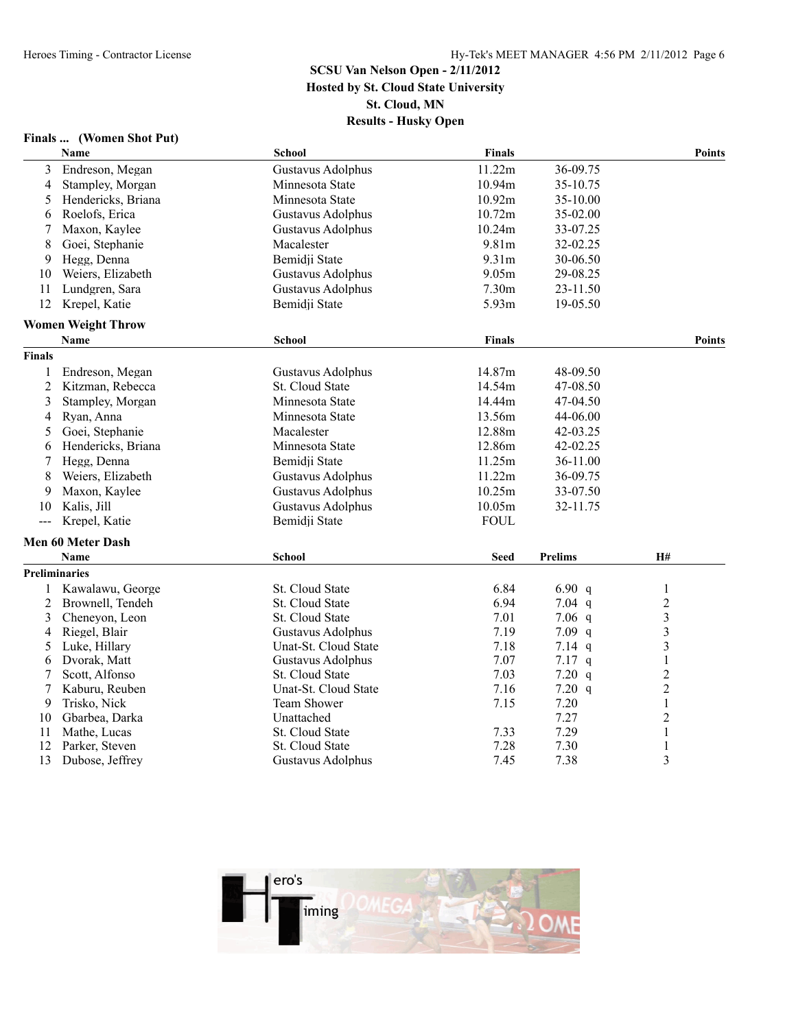## SCSU Van Nelson Open - 2/11/2012
**Hosted by St. Cloud State University**
**St. Cloud, MN**
**Results - Husky Open**

### Finals ... (Women Shot Put)

| | Name | School | Finals | | Points |
|---|---|---|---|---|---|
| 3 | Endreson, Megan | Gustavus Adolphus | 11.22m | 36-09.75 | |
| 4 | Stampley, Morgan | Minnesota State | 10.94m | 35-10.75 | |
| 5 | Hendericks, Briana | Minnesota State | 10.92m | 35-10.00 | |
| 6 | Roelofs, Erica | Gustavus Adolphus | 10.72m | 35-02.00 | |
| 7 | Maxon, Kaylee | Gustavus Adolphus | 10.24m | 33-07.25 | |
| 8 | Goei, Stephanie | Macalester | 9.81m | 32-02.25 | |
| 9 | Hegg, Denna | Bemidji State | 9.31m | 30-06.50 | |
| 10 | Weiers, Elizabeth | Gustavus Adolphus | 9.05m | 29-08.25 | |
| 11 | Lundgren, Sara | Gustavus Adolphus | 7.30m | 23-11.50 | |
| 12 | Krepel, Katie | Bemidji State | 5.93m | 19-05.50 | |

### Women Weight Throw

| | Name | School | Finals | | Points |
|---|---|---|---|---|---|
| **Finals** | | | | | |
| 1 | Endreson, Megan | Gustavus Adolphus | 14.87m | 48-09.50 | |
| 2 | Kitzman, Rebecca | St. Cloud State | 14.54m | 47-08.50 | |
| 3 | Stampley, Morgan | Minnesota State | 14.44m | 47-04.50 | |
| 4 | Ryan, Anna | Minnesota State | 13.56m | 44-06.00 | |
| 5 | Goei, Stephanie | Macalester | 12.88m | 42-03.25 | |
| 6 | Hendericks, Briana | Minnesota State | 12.86m | 42-02.25 | |
| 7 | Hegg, Denna | Bemidji State | 11.25m | 36-11.00 | |
| 8 | Weiers, Elizabeth | Gustavus Adolphus | 11.22m | 36-09.75 | |
| 9 | Maxon, Kaylee | Gustavus Adolphus | 10.25m | 33-07.50 | |
| 10 | Kalis, Jill | Gustavus Adolphus | 10.05m | 32-11.75 | |
| --- | Krepel, Katie | Bemidji State | FOUL | | |

### Men 60 Meter Dash

| | Name | School | Seed | Prelims | H# |
|---|---|---|---|---|---|
| **Preliminaries** | | | | | |
| 1 | Kawalawu, George | St. Cloud State | 6.84 | 6.90 q | 1 |
| 2 | Brownell, Tendeh | St. Cloud State | 6.94 | 7.04 q | 2 |
| 3 | Cheneyon, Leon | St. Cloud State | 7.01 | 7.06 q | 3 |
| 4 | Riegel, Blair | Gustavus Adolphus | 7.19 | 7.09 q | 3 |
| 5 | Luke, Hillary | Unat-St. Cloud State | 7.18 | 7.14 q | 3 |
| 6 | Dvorak, Matt | Gustavus Adolphus | 7.07 | 7.17 q | 1 |
| 7 | Scott, Alfonso | St. Cloud State | 7.03 | 7.20 q | 2 |
| 7 | Kaburu, Reuben | Unat-St. Cloud State | 7.16 | 7.20 q | 2 |
| 9 | Trisko, Nick | Team Shower | 7.15 | 7.20 | 1 |
| 10 | Gbarbea, Darka | Unattached | | 7.27 | 2 |
| 11 | Mathe, Lucas | St. Cloud State | 7.33 | 7.29 | 1 |
| 12 | Parker, Steven | St. Cloud State | 7.28 | 7.30 | 1 |
| 13 | Dubose, Jeffrey | Gustavus Adolphus | 7.45 | 7.38 | 3 |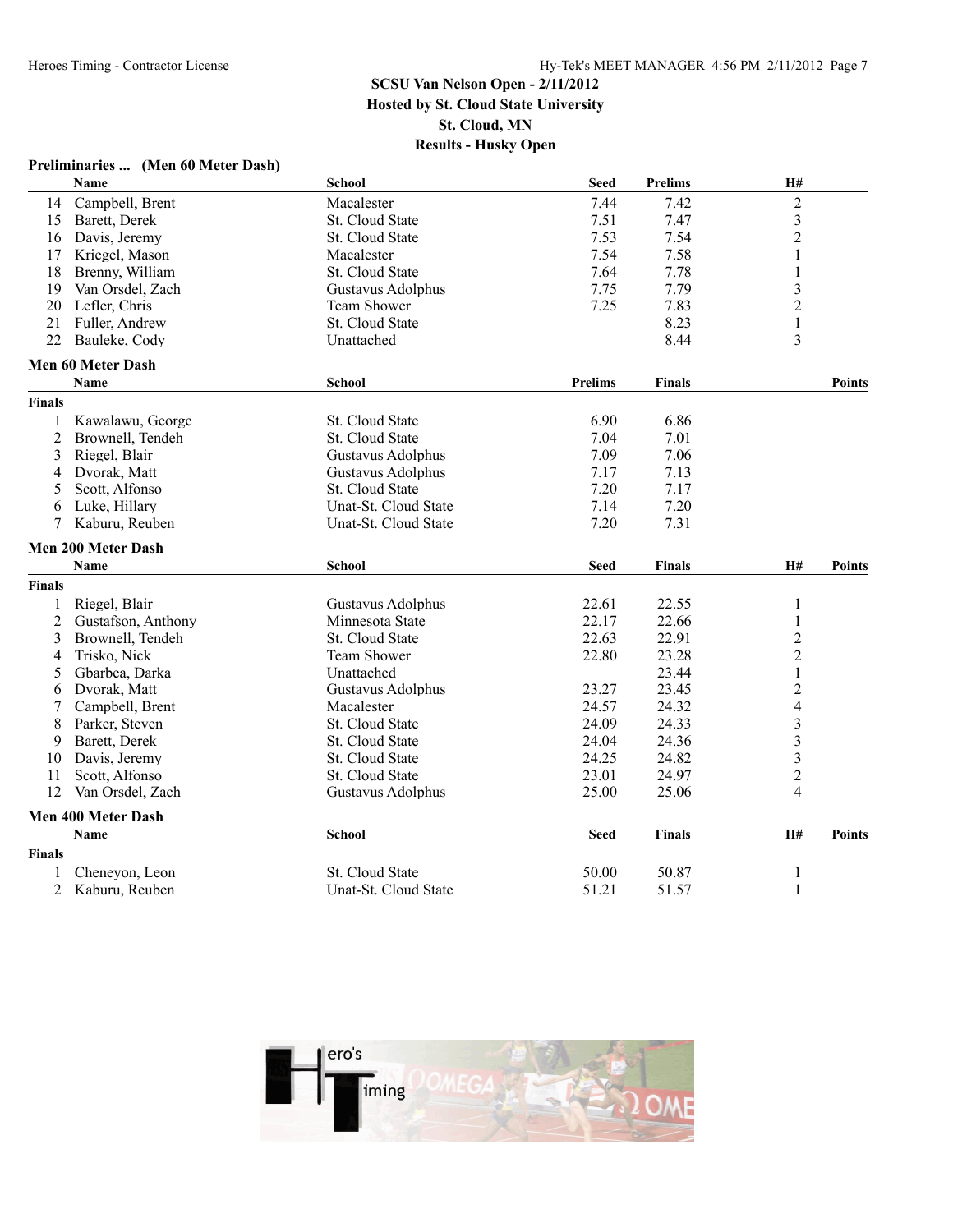SCSU Van Nelson Open - 2/11/2012
Hosted by St. Cloud State University
St. Cloud, MN
Results - Husky Open

### Preliminaries ... (Men 60 Meter Dash)

| | Name | School | Seed | Prelims | H# |
|---|---|---|---|---|---|
| 14 | Campbell, Brent | Macalester | 7.44 | 7.42 | 2 |
| 15 | Barett, Derek | St. Cloud State | 7.51 | 7.47 | 3 |
| 16 | Davis, Jeremy | St. Cloud State | 7.53 | 7.54 | 2 |
| 17 | Kriegel, Mason | Macalester | 7.54 | 7.58 | 1 |
| 18 | Brenny, William | St. Cloud State | 7.64 | 7.78 | 1 |
| 19 | Van Orsdel, Zach | Gustavus Adolphus | 7.75 | 7.79 | 3 |
| 20 | Lefler, Chris | Team Shower | 7.25 | 7.83 | 2 |
| 21 | Fuller, Andrew | St. Cloud State | | 8.23 | 1 |
| 22 | Bauleke, Cody | Unattached | | 8.44 | 3 |

### Men 60 Meter Dash

**Finals**

| | Name | School | Prelims | Finals | Points |
|---|---|---|---|---|---|
| 1 | Kawalawu, George | St. Cloud State | 6.90 | 6.86 | |
| 2 | Brownell, Tendeh | St. Cloud State | 7.04 | 7.01 | |
| 3 | Riegel, Blair | Gustavus Adolphus | 7.09 | 7.06 | |
| 4 | Dvorak, Matt | Gustavus Adolphus | 7.17 | 7.13 | |
| 5 | Scott, Alfonso | St. Cloud State | 7.20 | 7.17 | |
| 6 | Luke, Hillary | Unat-St. Cloud State | 7.14 | 7.20 | |
| 7 | Kaburu, Reuben | Unat-St. Cloud State | 7.20 | 7.31 | |

### Men 200 Meter Dash

**Finals**

| | Name | School | Seed | Finals | H# | Points |
|---|---|---|---|---|---|---|
| 1 | Riegel, Blair | Gustavus Adolphus | 22.61 | 22.55 | 1 | |
| 2 | Gustafson, Anthony | Minnesota State | 22.17 | 22.66 | 1 | |
| 3 | Brownell, Tendeh | St. Cloud State | 22.63 | 22.91 | 2 | |
| 4 | Trisko, Nick | Team Shower | 22.80 | 23.28 | 2 | |
| 5 | Gbarbea, Darka | Unattached | | 23.44 | 1 | |
| 6 | Dvorak, Matt | Gustavus Adolphus | 23.27 | 23.45 | 2 | |
| 7 | Campbell, Brent | Macalester | 24.57 | 24.32 | 4 | |
| 8 | Parker, Steven | St. Cloud State | 24.09 | 24.33 | 3 | |
| 9 | Barett, Derek | St. Cloud State | 24.04 | 24.36 | 3 | |
| 10 | Davis, Jeremy | St. Cloud State | 24.25 | 24.82 | 3 | |
| 11 | Scott, Alfonso | St. Cloud State | 23.01 | 24.97 | 2 | |
| 12 | Van Orsdel, Zach | Gustavus Adolphus | 25.00 | 25.06 | 4 | |

### Men 400 Meter Dash

**Finals**

| | Name | School | Seed | Finals | H# | Points |
|---|---|---|---|---|---|---|
| 1 | Cheneyon, Leon | St. Cloud State | 50.00 | 50.87 | 1 | |
| 2 | Kaburu, Reuben | Unat-St. Cloud State | 51.21 | 51.57 | 1 | |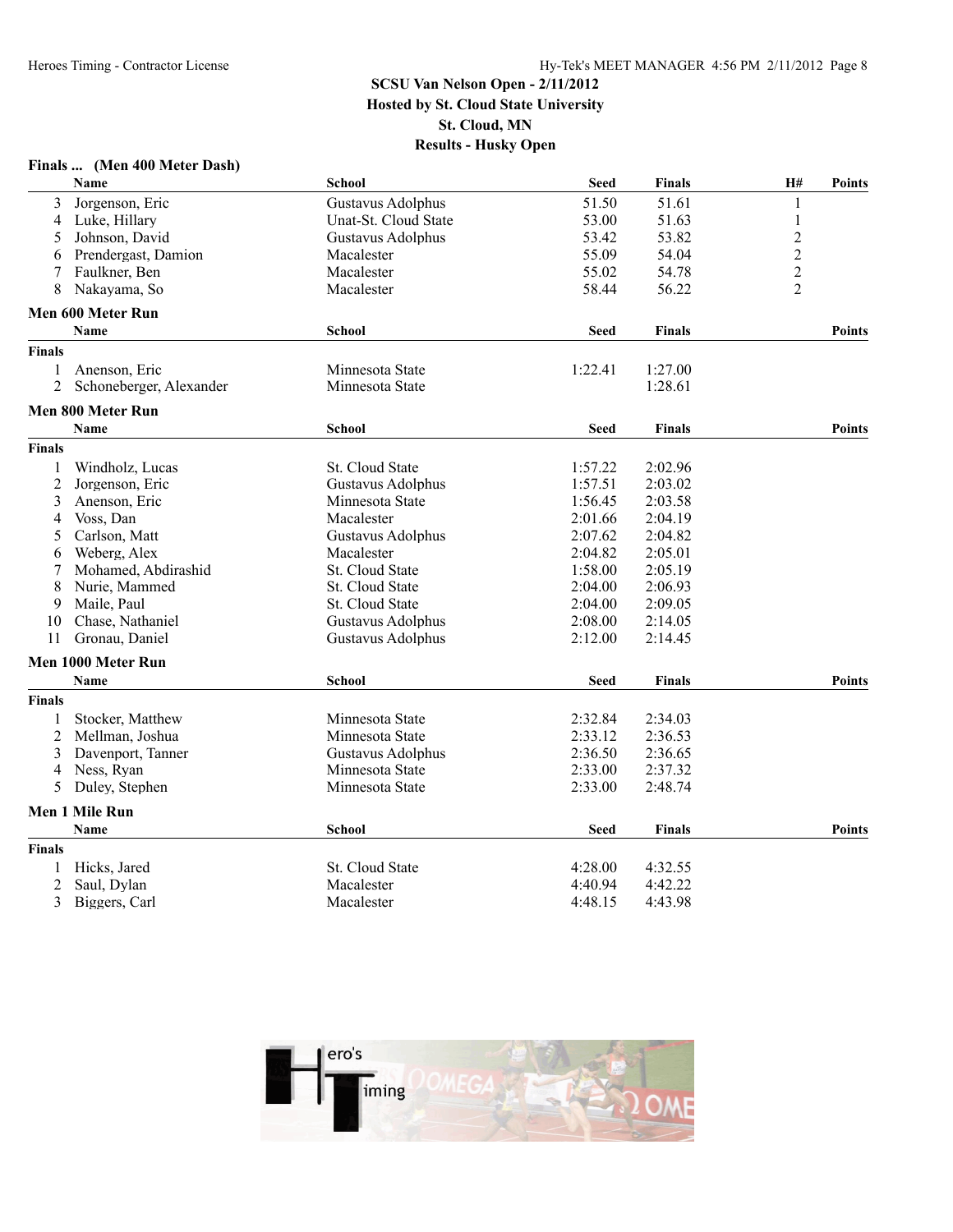**SCSU Van Nelson Open - 2/11/2012**
**Hosted by St. Cloud State University**
**St. Cloud, MN**
**Results - Husky Open**

### Finals ... (Men 400 Meter Dash)

| | Name | School | Seed | Finals | H# | Points |
|---|---|---|---|---|---|---|
| 3 | Jorgenson, Eric | Gustavus Adolphus | 51.50 | 51.61 | 1 | |
| 4 | Luke, Hillary | Unat-St. Cloud State | 53.00 | 51.63 | 1 | |
| 5 | Johnson, David | Gustavus Adolphus | 53.42 | 53.82 | 2 | |
| 6 | Prendergast, Damion | Macalester | 55.09 | 54.04 | 2 | |
| 7 | Faulkner, Ben | Macalester | 55.02 | 54.78 | 2 | |
| 8 | Nakayama, So | Macalester | 58.44 | 56.22 | 2 | |

### Men 600 Meter Run

| | Name | School | Seed | Finals | Points |
|---|---|---|---|---|---|
| **Finals** | | | | | |
| 1 | Anenson, Eric | Minnesota State | 1:22.41 | 1:27.00 | |
| 2 | Schoneberger, Alexander | Minnesota State | | 1:28.61 | |

### Men 800 Meter Run

| | Name | School | Seed | Finals | Points |
|---|---|---|---|---|---|
| **Finals** | | | | | |
| 1 | Windholz, Lucas | St. Cloud State | 1:57.22 | 2:02.96 | |
| 2 | Jorgenson, Eric | Gustavus Adolphus | 1:57.51 | 2:03.02 | |
| 3 | Anenson, Eric | Minnesota State | 1:56.45 | 2:03.58 | |
| 4 | Voss, Dan | Macalester | 2:01.66 | 2:04.19 | |
| 5 | Carlson, Matt | Gustavus Adolphus | 2:07.62 | 2:04.82 | |
| 6 | Weberg, Alex | Macalester | 2:04.82 | 2:05.01 | |
| 7 | Mohamed, Abdirashid | St. Cloud State | 1:58.00 | 2:05.19 | |
| 8 | Nurie, Mammed | St. Cloud State | 2:04.00 | 2:06.93 | |
| 9 | Maile, Paul | St. Cloud State | 2:04.00 | 2:09.05 | |
| 10 | Chase, Nathaniel | Gustavus Adolphus | 2:08.00 | 2:14.05 | |
| 11 | Gronau, Daniel | Gustavus Adolphus | 2:12.00 | 2:14.45 | |

### Men 1000 Meter Run

| | Name | School | Seed | Finals | Points |
|---|---|---|---|---|---|
| **Finals** | | | | | |
| 1 | Stocker, Matthew | Minnesota State | 2:32.84 | 2:34.03 | |
| 2 | Mellman, Joshua | Minnesota State | 2:33.12 | 2:36.53 | |
| 3 | Davenport, Tanner | Gustavus Adolphus | 2:36.50 | 2:36.65 | |
| 4 | Ness, Ryan | Minnesota State | 2:33.00 | 2:37.32 | |
| 5 | Duley, Stephen | Minnesota State | 2:33.00 | 2:48.74 | |

### Men 1 Mile Run

| | Name | School | Seed | Finals | Points |
|---|---|---|---|---|---|
| **Finals** | | | | | |
| 1 | Hicks, Jared | St. Cloud State | 4:28.00 | 4:32.55 | |
| 2 | Saul, Dylan | Macalester | 4:40.94 | 4:42.22 | |
| 3 | Biggers, Carl | Macalester | 4:48.15 | 4:43.98 | |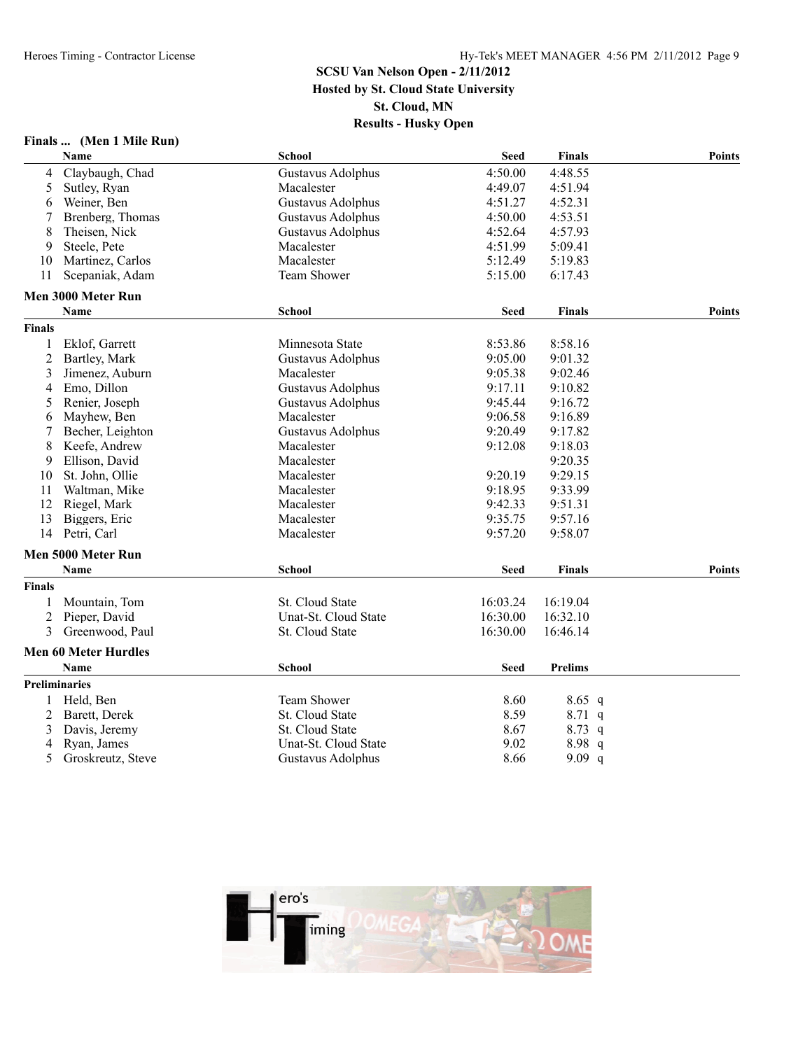SCSU Van Nelson Open - 2/11/2012
Hosted by St. Cloud State University
St. Cloud, MN
Results - Husky Open

### Finals ... (Men 1 Mile Run)

| | Name | School | Seed | Finals | Points |
|---|---|---|---|---|---|
| 4 | Claybaugh, Chad | Gustavus Adolphus | 4:50.00 | 4:48.55 | |
| 5 | Sutley, Ryan | Macalester | 4:49.07 | 4:51.94 | |
| 6 | Weiner, Ben | Gustavus Adolphus | 4:51.27 | 4:52.31 | |
| 7 | Brenberg, Thomas | Gustavus Adolphus | 4:50.00 | 4:53.51 | |
| 8 | Theisen, Nick | Gustavus Adolphus | 4:52.64 | 4:57.93 | |
| 9 | Steele, Pete | Macalester | 4:51.99 | 5:09.41 | |
| 10 | Martinez, Carlos | Macalester | 5:12.49 | 5:19.83 | |
| 11 | Scepaniak, Adam | Team Shower | 5:15.00 | 6:17.43 | |

### Men 3000 Meter Run

**Finals**

| | Name | School | Seed | Finals | Points |
|---|---|---|---|---|---|
| 1 | Eklof, Garrett | Minnesota State | 8:53.86 | 8:58.16 | |
| 2 | Bartley, Mark | Gustavus Adolphus | 9:05.00 | 9:01.32 | |
| 3 | Jimenez, Auburn | Macalester | 9:05.38 | 9:02.46 | |
| 4 | Emo, Dillon | Gustavus Adolphus | 9:17.11 | 9:10.82 | |
| 5 | Renier, Joseph | Gustavus Adolphus | 9:45.44 | 9:16.72 | |
| 6 | Mayhew, Ben | Macalester | 9:06.58 | 9:16.89 | |
| 7 | Becher, Leighton | Gustavus Adolphus | 9:20.49 | 9:17.82 | |
| 8 | Keefe, Andrew | Macalester | 9:12.08 | 9:18.03 | |
| 9 | Ellison, David | Macalester | | 9:20.35 | |
| 10 | St. John, Ollie | Macalester | 9:20.19 | 9:29.15 | |
| 11 | Waltman, Mike | Macalester | 9:18.95 | 9:33.99 | |
| 12 | Riegel, Mark | Macalester | 9:42.33 | 9:51.31 | |
| 13 | Biggers, Eric | Macalester | 9:35.75 | 9:57.16 | |
| 14 | Petri, Carl | Macalester | 9:57.20 | 9:58.07 | |

### Men 5000 Meter Run

**Finals**

| | Name | School | Seed | Finals | Points |
|---|---|---|---|---|---|
| 1 | Mountain, Tom | St. Cloud State | 16:03.24 | 16:19.04 | |
| 2 | Pieper, David | Unat-St. Cloud State | 16:30.00 | 16:32.10 | |
| 3 | Greenwood, Paul | St. Cloud State | 16:30.00 | 16:46.14 | |

### Men 60 Meter Hurdles

**Preliminaries**

| | Name | School | Seed | Prelims | |
|---|---|---|---|---|---|
| 1 | Held, Ben | Team Shower | 8.60 | 8.65 | q |
| 2 | Barett, Derek | St. Cloud State | 8.59 | 8.71 | q |
| 3 | Davis, Jeremy | St. Cloud State | 8.67 | 8.73 | q |
| 4 | Ryan, James | Unat-St. Cloud State | 9.02 | 8.98 | q |
| 5 | Groskreutz, Steve | Gustavus Adolphus | 8.66 | 9.09 | q |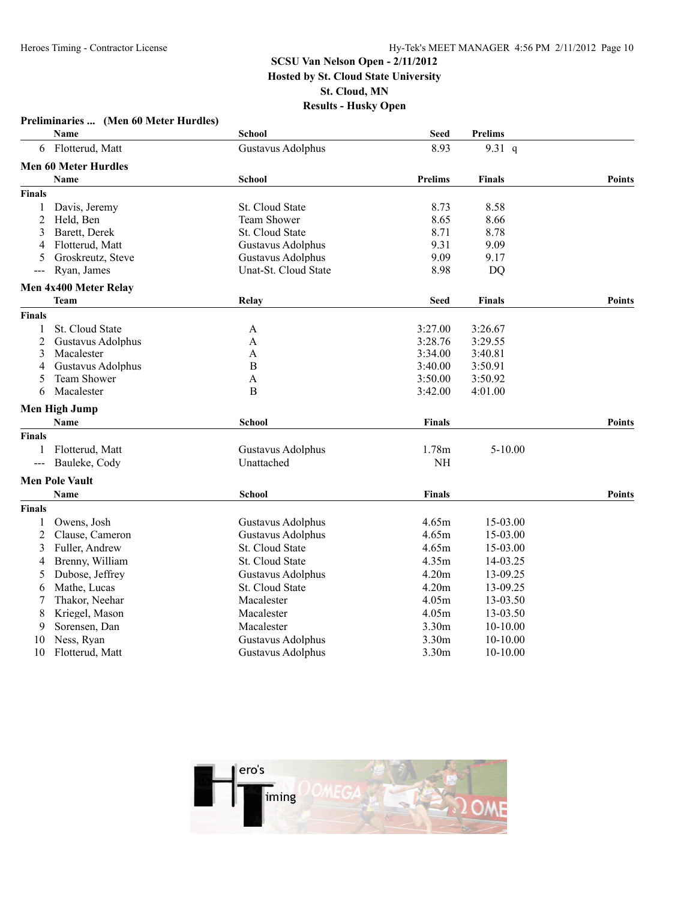SCSU Van Nelson Open - 2/11/2012
Hosted by St. Cloud State University
St. Cloud, MN
Results - Husky Open

**Preliminaries ... (Men 60 Meter Hurdles)**

| | Name | School | Seed | Prelims |
|---|---|---|---|---|
| 6 | Flotterud, Matt | Gustavus Adolphus | 8.93 | 9.31 q |

**Men 60 Meter Hurdles**

| | Name | School | Prelims | Finals | Points |
|---|---|---|---|---|---|
| **Finals** | | | | | |
| 1 | Davis, Jeremy | St. Cloud State | 8.73 | 8.58 | |
| 2 | Held, Ben | Team Shower | 8.65 | 8.66 | |
| 3 | Barett, Derek | St. Cloud State | 8.71 | 8.78 | |
| 4 | Flotterud, Matt | Gustavus Adolphus | 9.31 | 9.09 | |
| 5 | Groskreutz, Steve | Gustavus Adolphus | 9.09 | 9.17 | |
| --- | Ryan, James | Unat-St. Cloud State | 8.98 | DQ | |

**Men 4x400 Meter Relay**

| | Team | Relay | Seed | Finals | Points |
|---|---|---|---|---|---|
| **Finals** | | | | | |
| 1 | St. Cloud State | A | 3:27.00 | 3:26.67 | |
| 2 | Gustavus Adolphus | A | 3:28.76 | 3:29.55 | |
| 3 | Macalester | A | 3:34.00 | 3:40.81 | |
| 4 | Gustavus Adolphus | B | 3:40.00 | 3:50.91 | |
| 5 | Team Shower | A | 3:50.00 | 3:50.92 | |
| 6 | Macalester | B | 3:42.00 | 4:01.00 | |

**Men High Jump**

| | Name | School | Finals | | Points |
|---|---|---|---|---|---|
| **Finals** | | | | | |
| 1 | Flotterud, Matt | Gustavus Adolphus | 1.78m | 5-10.00 | |
| --- | Bauleke, Cody | Unattached | NH | | |

**Men Pole Vault**

| | Name | School | Finals | | Points |
|---|---|---|---|---|---|
| **Finals** | | | | | |
| 1 | Owens, Josh | Gustavus Adolphus | 4.65m | 15-03.00 | |
| 2 | Clause, Cameron | Gustavus Adolphus | 4.65m | 15-03.00 | |
| 3 | Fuller, Andrew | St. Cloud State | 4.65m | 15-03.00 | |
| 4 | Brenny, William | St. Cloud State | 4.35m | 14-03.25 | |
| 5 | Dubose, Jeffrey | Gustavus Adolphus | 4.20m | 13-09.25 | |
| 6 | Mathe, Lucas | St. Cloud State | 4.20m | 13-09.25 | |
| 7 | Thakor, Neehar | Macalester | 4.05m | 13-03.50 | |
| 8 | Kriegel, Mason | Macalester | 4.05m | 13-03.50 | |
| 9 | Sorensen, Dan | Macalester | 3.30m | 10-10.00 | |
| 10 | Ness, Ryan | Gustavus Adolphus | 3.30m | 10-10.00 | |
| 10 | Flotterud, Matt | Gustavus Adolphus | 3.30m | 10-10.00 | |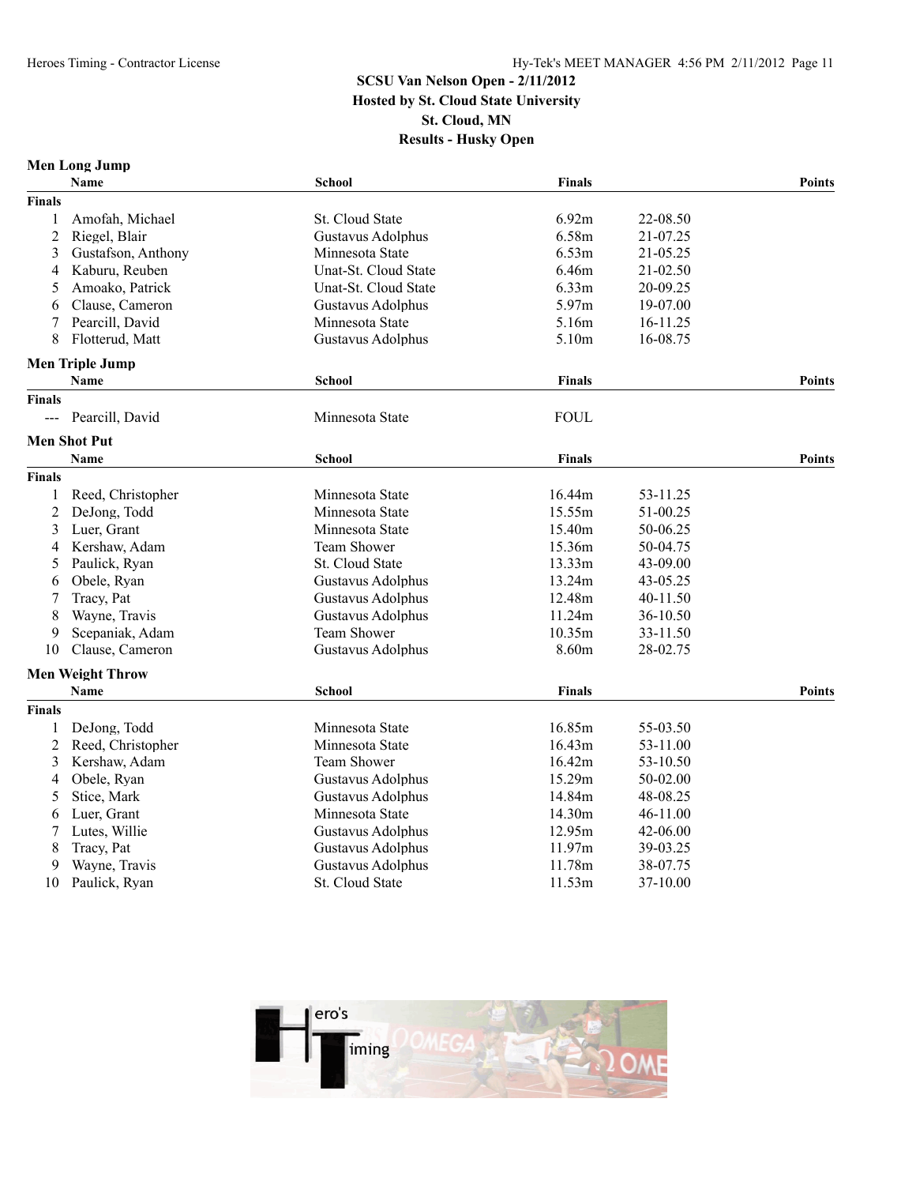SCSU Van Nelson Open - 2/11/2012
Hosted by St. Cloud State University
St. Cloud, MN
Results - Husky Open

## Men Long Jump

| | Name | School | Finals | | Points |
|---|---|---|---|---|---|
| **Finals** | | | | | |
| 1 | Amofah, Michael | St. Cloud State | 6.92m | 22-08.50 | |
| 2 | Riegel, Blair | Gustavus Adolphus | 6.58m | 21-07.25 | |
| 3 | Gustafson, Anthony | Minnesota State | 6.53m | 21-05.25 | |
| 4 | Kaburu, Reuben | Unat-St. Cloud State | 6.46m | 21-02.50 | |
| 5 | Amoako, Patrick | Unat-St. Cloud State | 6.33m | 20-09.25 | |
| 6 | Clause, Cameron | Gustavus Adolphus | 5.97m | 19-07.00 | |
| 7 | Pearcill, David | Minnesota State | 5.16m | 16-11.25 | |
| 8 | Flotterud, Matt | Gustavus Adolphus | 5.10m | 16-08.75 | |

## Men Triple Jump

| | Name | School | Finals | | Points |
|---|---|---|---|---|---|
| **Finals** | | | | | |
| --- | Pearcill, David | Minnesota State | FOUL | | |

## Men Shot Put

| | Name | School | Finals | | Points |
|---|---|---|---|---|---|
| **Finals** | | | | | |
| 1 | Reed, Christopher | Minnesota State | 16.44m | 53-11.25 | |
| 2 | DeJong, Todd | Minnesota State | 15.55m | 51-00.25 | |
| 3 | Luer, Grant | Minnesota State | 15.40m | 50-06.25 | |
| 4 | Kershaw, Adam | Team Shower | 15.36m | 50-04.75 | |
| 5 | Paulick, Ryan | St. Cloud State | 13.33m | 43-09.00 | |
| 6 | Obele, Ryan | Gustavus Adolphus | 13.24m | 43-05.25 | |
| 7 | Tracy, Pat | Gustavus Adolphus | 12.48m | 40-11.50 | |
| 8 | Wayne, Travis | Gustavus Adolphus | 11.24m | 36-10.50 | |
| 9 | Scepaniak, Adam | Team Shower | 10.35m | 33-11.50 | |
| 10 | Clause, Cameron | Gustavus Adolphus | 8.60m | 28-02.75 | |

## Men Weight Throw

| | Name | School | Finals | | Points |
|---|---|---|---|---|---|
| **Finals** | | | | | |
| 1 | DeJong, Todd | Minnesota State | 16.85m | 55-03.50 | |
| 2 | Reed, Christopher | Minnesota State | 16.43m | 53-11.00 | |
| 3 | Kershaw, Adam | Team Shower | 16.42m | 53-10.50 | |
| 4 | Obele, Ryan | Gustavus Adolphus | 15.29m | 50-02.00 | |
| 5 | Stice, Mark | Gustavus Adolphus | 14.84m | 48-08.25 | |
| 6 | Luer, Grant | Minnesota State | 14.30m | 46-11.00 | |
| 7 | Lutes, Willie | Gustavus Adolphus | 12.95m | 42-06.00 | |
| 8 | Tracy, Pat | Gustavus Adolphus | 11.97m | 39-03.25 | |
| 9 | Wayne, Travis | Gustavus Adolphus | 11.78m | 38-07.75 | |
| 10 | Paulick, Ryan | St. Cloud State | 11.53m | 37-10.00 | |